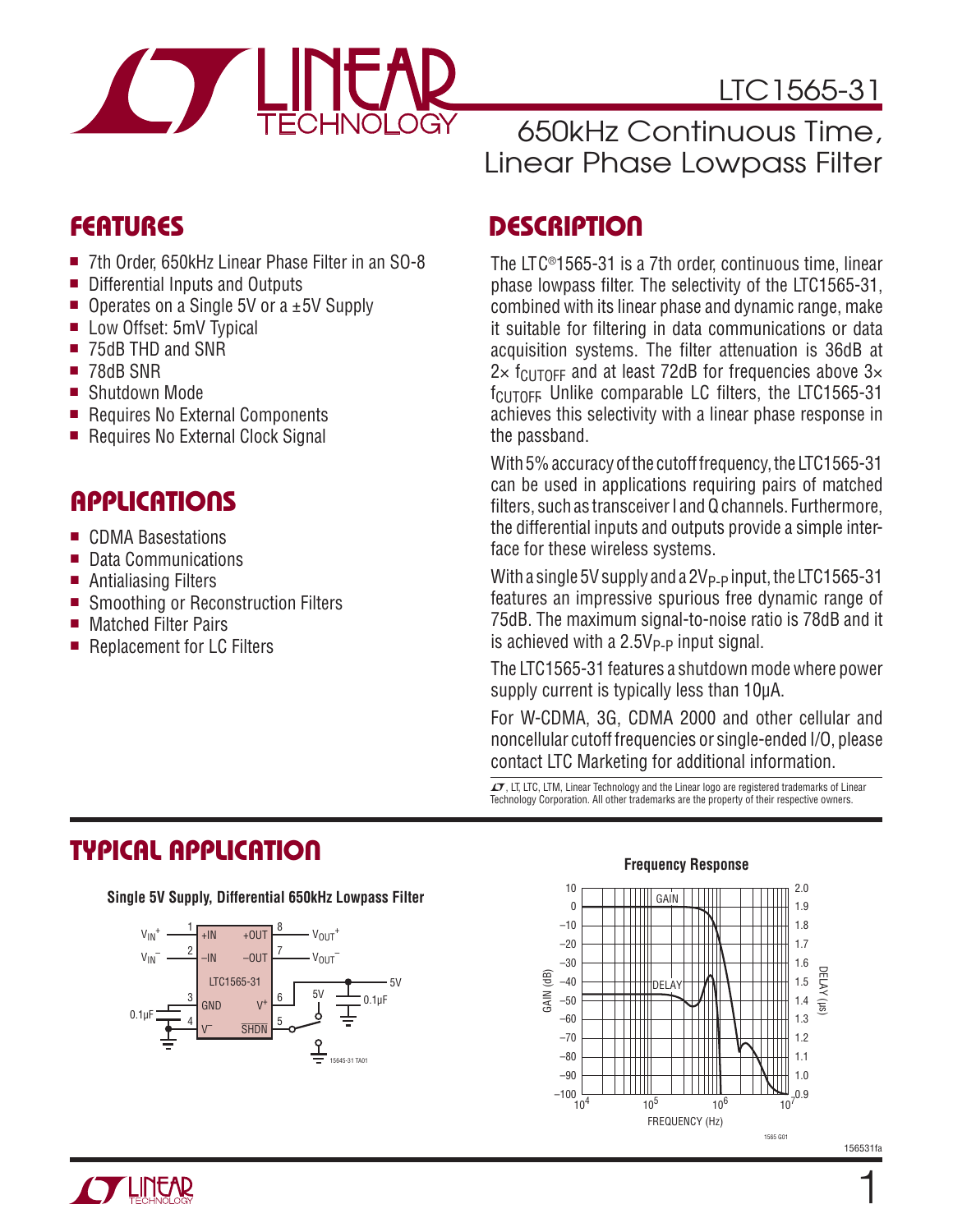# LTC1565-31

## 650kHz Continuous Time, Linear Phase Lowpass Filter

## FEATURES

- 7th Order, 650kHz Linear Phase Filter in an SO-8
- Differential Inputs and Outputs
- Operates on a Single 5V or a ±5V Supply
- Low Offset: 5mV Typical
- 75dB THD and SNR
- 78dB SNR
- Shutdown Mode
- Requires No External Components
- Requires No External Clock Signal

## APPLICATIONS

- CDMA Basestations
- Data Communications
- Antialiasing Filters
- Smoothing or Reconstruction Filters
- Matched Filter Pairs
- Replacement for LC Filters

## DESCRIPTION

The LTC®1565-31 is a 7th order, continuous time, linear phase lowpass filter. The selectivity of the LTC1565-31, combined with its linear phase and dynamic range, make it suitable for filtering in data communications or data acquisition systems. The filter attenuation is 36dB at 2× $f_{CUTOFF}$ and at least 72dB for frequencies above 3× $f_{CUTOFF}$. Unlike comparable LC filters, the LTC1565-31 achieves this selectivity with a linear phase response in the passband.

With 5% accuracy of the cutoff frequency, the LTC1565-31 can be used in applications requiring pairs of matched filters, such as transceiver I and Q channels. Furthermore, the differential inputs and outputs provide a simple interface for these wireless systems.

With a single 5V supply and a $2V_{P-P}$ input, the LTC1565-31 features an impressive spurious free dynamic range of 75dB. The maximum signal-to-noise ratio is 78dB and it is achieved with a $2.5V_{P-P}$ input signal.

The LTC1565-31 features a shutdown mode where power supply current is typically less than 10µA.

For W-CDMA, 3G, CDMA 2000 and other cellular and noncellular cutoff frequencies or single-ended I/O, please contact LTC Marketing for additional information.

LT, LTC, LTM, Linear Technology and the Linear logo are registered trademarks of Linear Technology Corporation. All other trademarks are the property of their respective owners.

## TYPICAL APPLICATION

**Single 5V Supply, Differential 650kHz Lowpass Filter**

**Frequency Response**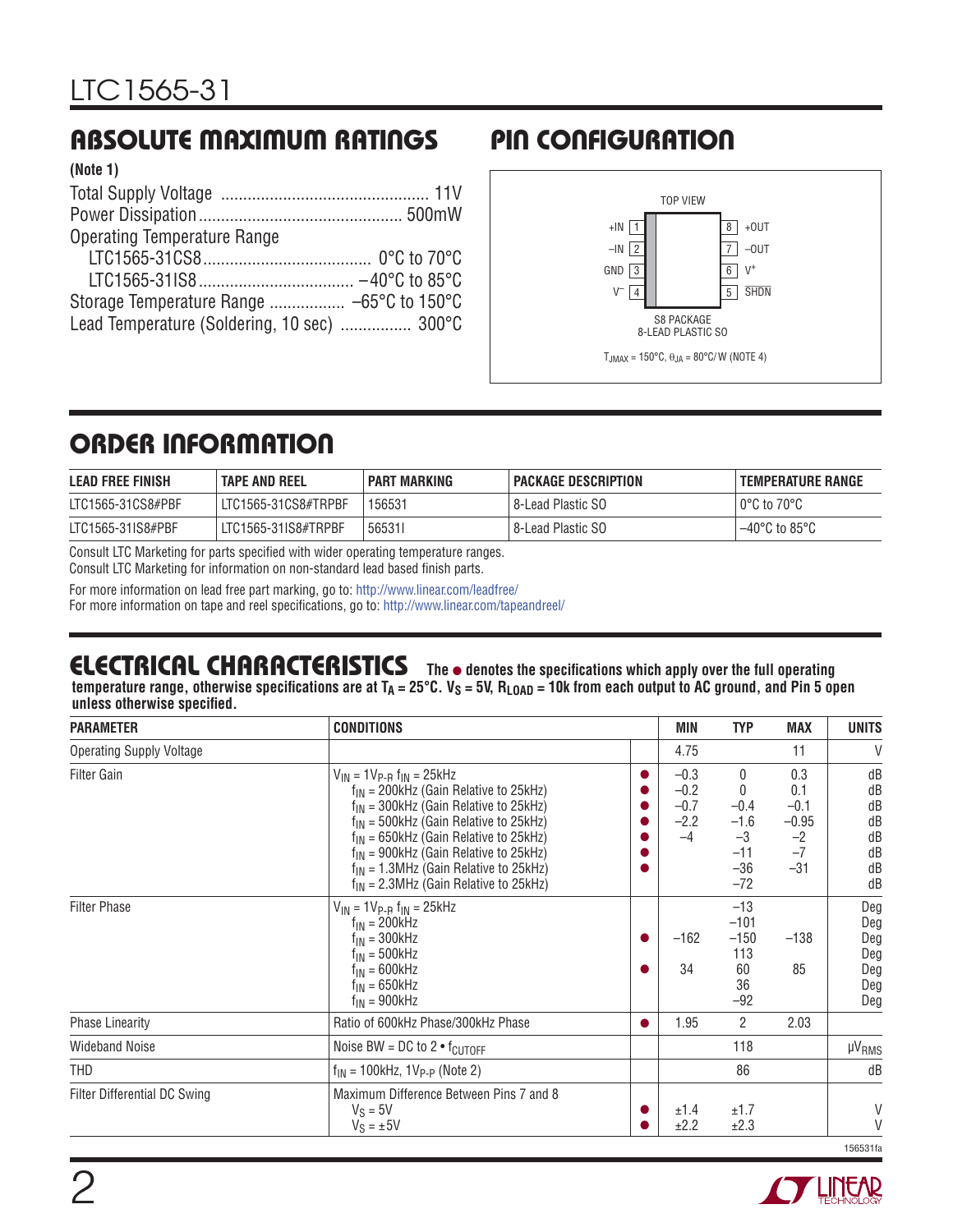## ABSOLUTE MAXIMUM RATINGS

**(Note 1)**

Total Supply Voltage ............................................... 11V
Power Dissipation............................................. 500mW
Operating Temperature Range
  LTC1565-31CS8...................................... 0°C to 70°C
  LTC1565-31IS8.................................. –40°C to 85°C
Storage Temperature Range ................. –65°C to 150°C
Lead Temperature (Soldering, 10 sec) ................ 300°C

## PIN CONFIGURATION

TOP VIEW

| Pin | Name | Pin | Name |
|---|---|---|---|
| 1 | +IN | 8 | +OUT |
| 2 | –IN | 7 | –OUT |
| 3 | GND | 6 | V+ |
| 4 | V– | 5 | SHDN |

S8 PACKAGE
8-LEAD PLASTIC SO

$T_{JMAX}$ = 150°C, $\theta_{JA}$ = 80°C/W (NOTE 4)

## ORDER INFORMATION

| LEAD FREE FINISH | TAPE AND REEL | PART MARKING | PACKAGE DESCRIPTION | TEMPERATURE RANGE |
|---|---|---|---|---|
| LTC1565-31CS8#PBF | LTC1565-31CS8#TRPBF | 156531 | 8-Lead Plastic SO | 0°C to 70°C |
| LTC1565-31IS8#PBF | LTC1565-31IS8#TRPBF | 56531I | 8-Lead Plastic SO | –40°C to 85°C |

Consult LTC Marketing for parts specified with wider operating temperature ranges.
Consult LTC Marketing for information on non-standard lead based finish parts.

For more information on lead free part marking, go to: http://www.linear.com/leadfree/
For more information on tape and reel specifications, go to: http://www.linear.com/tapeandreel/

## ELECTRICAL CHARACTERISTICS

**The ● denotes the specifications which apply over the full operating temperature range, otherwise specifications are at $T_A$ = 25°C. $V_S$ = 5V, $R_{LOAD}$ = 10k from each output to AC ground, and Pin 5 open unless otherwise specified.**

| PARAMETER | CONDITIONS | | MIN | TYP | MAX | UNITS |
|---|---|---|---|---|---|---|
| Operating Supply Voltage | | | 4.75 | | 11 | V |
| Filter Gain | $V_{IN}$ = 1$V_{P-P}$ $f_{IN}$ = 25kHz | ● | –0.3 | 0 | 0.3 | dB |
| | $f_{IN}$ = 200kHz (Gain Relative to 25kHz) | ● | –0.2 | 0 | 0.1 | dB |
| | $f_{IN}$ = 300kHz (Gain Relative to 25kHz) | ● | –0.7 | –0.4 | –0.1 | dB |
| | $f_{IN}$ = 500kHz (Gain Relative to 25kHz) | ● | –2.2 | –1.6 | –0.95 | dB |
| | $f_{IN}$ = 650kHz (Gain Relative to 25kHz) | ● | –4 | –3 | –2 | dB |
| | $f_{IN}$ = 900kHz (Gain Relative to 25kHz) | ● | | –11 | –7 | dB |
| | $f_{IN}$ = 1.3MHz (Gain Relative to 25kHz) | ● | | –36 | –31 | dB |
| | $f_{IN}$ = 2.3MHz (Gain Relative to 25kHz) | | | –72 | | dB |
| Filter Phase | $V_{IN}$ = 1$V_{P-P}$ $f_{IN}$ = 25kHz | | | –13 | | Deg |
| | $f_{IN}$ = 200kHz | | | –101 | | Deg |
| | $f_{IN}$ = 300kHz | ● | –162 | –150 | –138 | Deg |
| | $f_{IN}$ = 500kHz | | | 113 | | Deg |
| | $f_{IN}$ = 600kHz | ● | 34 | 60 | 85 | Deg |
| | $f_{IN}$ = 650kHz | | | 36 | | Deg |
| | $f_{IN}$ = 900kHz | | | –92 | | Deg |
| Phase Linearity | Ratio of 600kHz Phase/300kHz Phase | ● | 1.95 | 2 | 2.03 | |
| Wideband Noise | Noise BW = DC to 2 • $f_{CUTOFF}$ | | | 118 | | $\mu V_{RMS}$ |
| THD | $f_{IN}$ = 100kHz, 1$V_{P-P}$ (Note 2) | | | 86 | | dB |
| Filter Differential DC Swing | Maximum Difference Between Pins 7 and 8 | | | | | |
| | $V_S$ = 5V | ● | ±1.4 | ±1.7 | | V |
| | $V_S$ = ±5V | ● | ±2.2 | ±2.3 | | V |

156531fa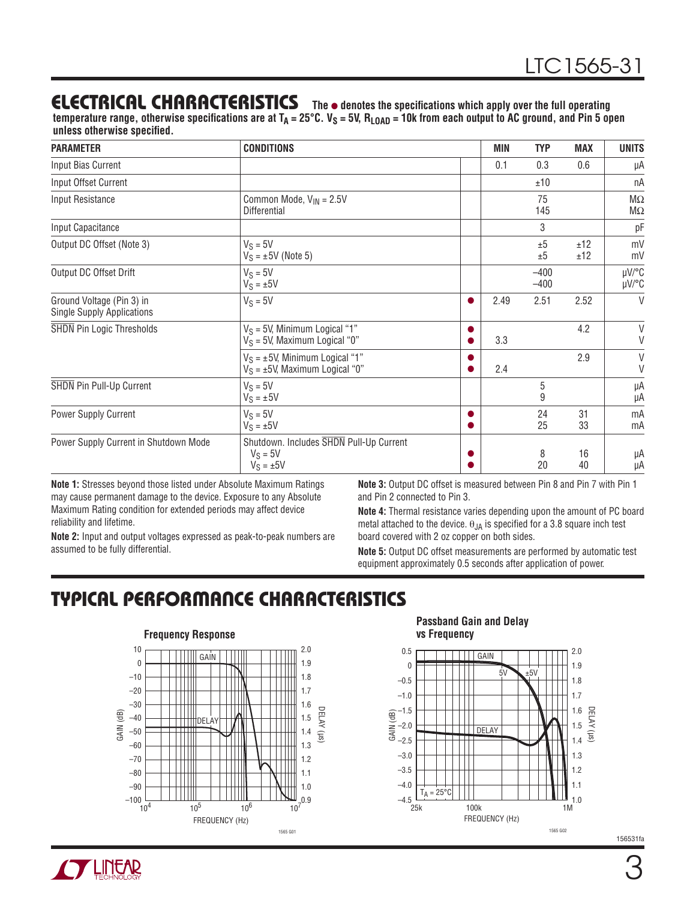## ELECTRICAL CHARACTERISTICS

**The ● denotes the specifications which apply over the full operating temperature range, otherwise specifications are at $T_A$ = 25°C. $V_S$ = 5V, $R_{LOAD}$ = 10k from each output to AC ground, and Pin 5 open unless otherwise specified.**

| PARAMETER | CONDITIONS | | MIN | TYP | MAX | UNITS |
|---|---|---|---|---|---|---|
| Input Bias Current | | | 0.1 | 0.3 | 0.6 | μA |
| Input Offset Current | | | | ±10 | | nA |
| Input Resistance | Common Mode, $V_{IN}$ = 2.5V<br>Differential | | | 75<br>145 | | MΩ<br>MΩ |
| Input Capacitance | | | | 3 | | pF |
| Output DC Offset (Note 3) | $V_S$ = 5V<br>$V_S$ = ±5V (Note 5) | | | ±5<br>±5 | ±12<br>±12 | mV<br>mV |
| Output DC Offset Drift | $V_S$ = 5V<br>$V_S$ = ±5V | | | –400<br>–400 | | μV/°C<br>μV/°C |
| Ground Voltage (Pin 3) in Single Supply Applications | $V_S$ = 5V | ● | 2.49 | 2.51 | 2.52 | V |
| $\overline{\text{SHDN}}$ Pin Logic Thresholds | $V_S$ = 5V, Minimum Logical "1"<br>$V_S$ = 5V, Maximum Logical "0" | ●<br>● | <br>3.3 | | 4.2 | V<br>V |
| | $V_S$ = ±5V, Minimum Logical "1"<br>$V_S$ = ±5V, Maximum Logical "0" | ●<br>● | <br>2.4 | | 2.9 | V<br>V |
| $\overline{\text{SHDN}}$ Pin Pull-Up Current | $V_S$ = 5V<br>$V_S$ = ±5V | | | 5<br>9 | | μA<br>μA |
| Power Supply Current | $V_S$ = 5V<br>$V_S$ = ±5V | ●<br>● | | 24<br>25 | 31<br>33 | mA<br>mA |
| Power Supply Current in Shutdown Mode | Shutdown. Includes $\overline{\text{SHDN}}$ Pull-Up Current<br>$V_S$ = 5V<br>$V_S$ = ±5V | <br>●<br>● | | <br>8<br>20 | <br>16<br>40 | <br>μA<br>μA |

**Note 1:** Stresses beyond those listed under Absolute Maximum Ratings may cause permanent damage to the device. Exposure to any Absolute Maximum Rating condition for extended periods may affect device reliability and lifetime.

**Note 2:** Input and output voltages expressed as peak-to-peak numbers are assumed to be fully differential.

**Note 3:** Output DC offset is measured between Pin 8 and Pin 7 with Pin 1 and Pin 2 connected to Pin 3.

**Note 4:** Thermal resistance varies depending upon the amount of PC board metal attached to the device. $\theta_{JA}$ is specified for a 3.8 square inch test board covered with 2 oz copper on both sides.

**Note 5:** Output DC offset measurements are performed by automatic test equipment approximately 0.5 seconds after application of power.

## TYPICAL PERFORMANCE CHARACTERISTICS

**Frequency Response**

**Passband Gain and Delay vs Frequency**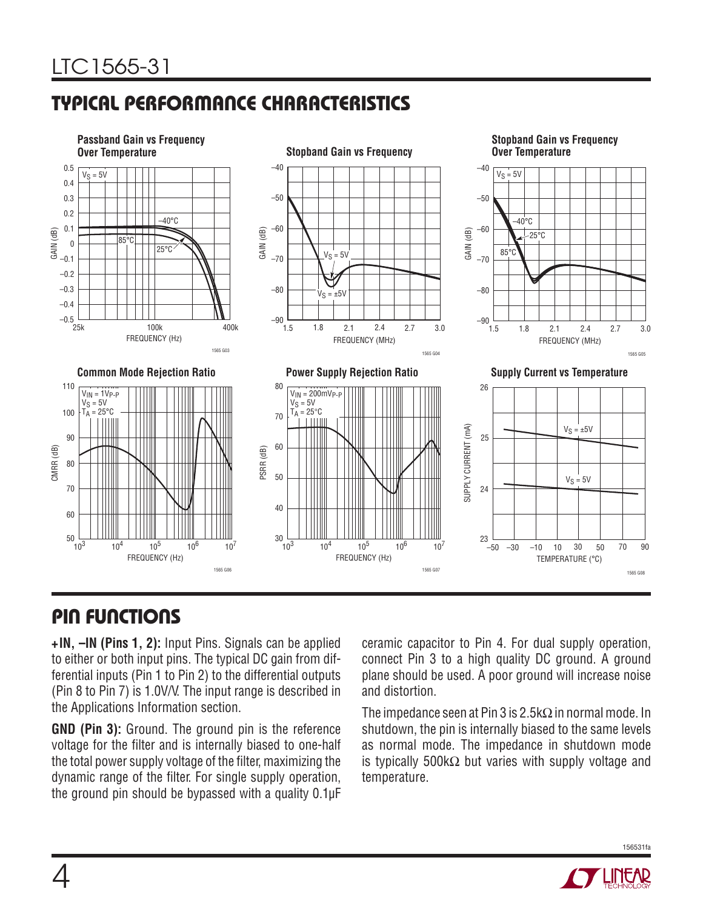## TYPICAL PERFORMANCE CHARACTERISTICS

**Passband Gain vs Frequency Over Temperature**

**Stopband Gain vs Frequency**

**Stopband Gain vs Frequency Over Temperature**

**Common Mode Rejection Ratio**

**Power Supply Rejection Ratio**

**Supply Current vs Temperature**

## PIN FUNCTIONS

**+IN, –IN (Pins 1, 2):** Input Pins. Signals can be applied to either or both input pins. The typical DC gain from differential inputs (Pin 1 to Pin 2) to the differential outputs (Pin 8 to Pin 7) is 1.0V/V. The input range is described in the Applications Information section.

**GND (Pin 3):** Ground. The ground pin is the reference voltage for the filter and is internally biased to one-half the total power supply voltage of the filter, maximizing the dynamic range of the filter. For single supply operation, the ground pin should be bypassed with a quality 0.1µF ceramic capacitor to Pin 4. For dual supply operation, connect Pin 3 to a high quality DC ground. A ground plane should be used. A poor ground will increase noise and distortion.

The impedance seen at Pin 3 is 2.5kΩ in normal mode. In shutdown, the pin is internally biased to the same levels as normal mode. The impedance in shutdown mode is typically 500kΩ but varies with supply voltage and temperature.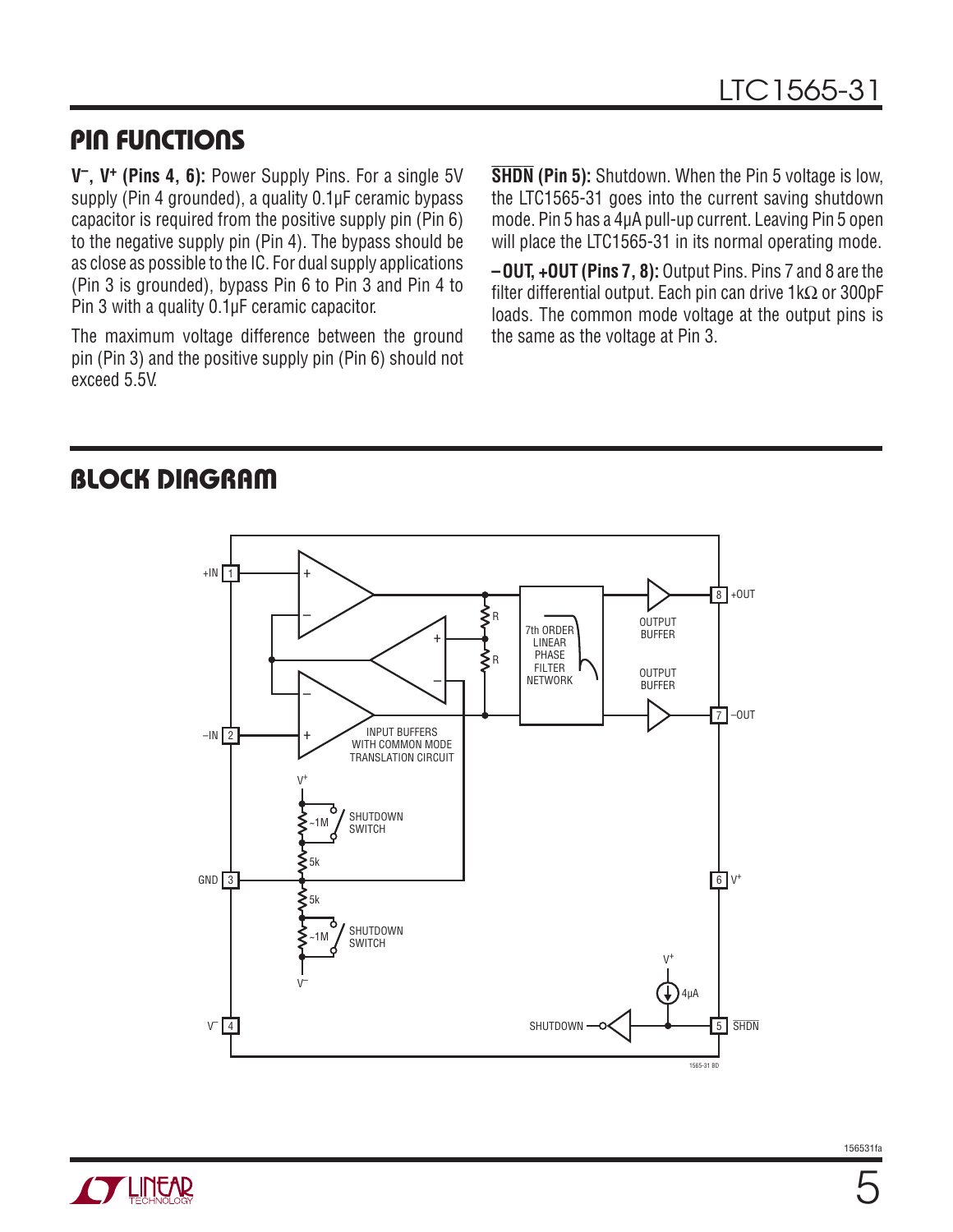## PIN FUNCTIONS

**$V^-$, $V^+$ (Pins 4, 6):** Power Supply Pins. For a single 5V supply (Pin 4 grounded), a quality 0.1µF ceramic bypass capacitor is required from the positive supply pin (Pin 6) to the negative supply pin (Pin 4). The bypass should be as close as possible to the IC. For dual supply applications (Pin 3 is grounded), bypass Pin 6 to Pin 3 and Pin 4 to Pin 3 with a quality 0.1µF ceramic capacitor.

The maximum voltage difference between the ground pin (Pin 3) and the positive supply pin (Pin 6) should not exceed 5.5V.

**$\overline{\text{SHDN}}$ (Pin 5):** Shutdown. When the Pin 5 voltage is low, the LTC1565-31 goes into the current saving shutdown mode. Pin 5 has a 4µA pull-up current. Leaving Pin 5 open will place the LTC1565-31 in its normal operating mode.

**–OUT, +OUT (Pins 7, 8):** Output Pins. Pins 7 and 8 are the filter differential output. Each pin can drive 1kΩ or 300pF loads. The common mode voltage at the output pins is the same as the voltage at Pin 3.

## BLOCK DIAGRAM

+IN 1, –IN 2, GND 3, V⁻ 4, 5 $\overline{\text{SHDN}}$, 6 V⁺, 7 –OUT, 8 +OUT

INPUT BUFFERS WITH COMMON MODE TRANSLATION CIRCUIT

7th ORDER LINEAR PHASE FILTER NETWORK

OUTPUT BUFFER

OUTPUT BUFFER

R

R

V⁺

~1M

SHUTDOWN SWITCH

5k

5k

~1M

SHUTDOWN SWITCH

V⁻

V⁺

4µA

SHUTDOWN

1565-31 BD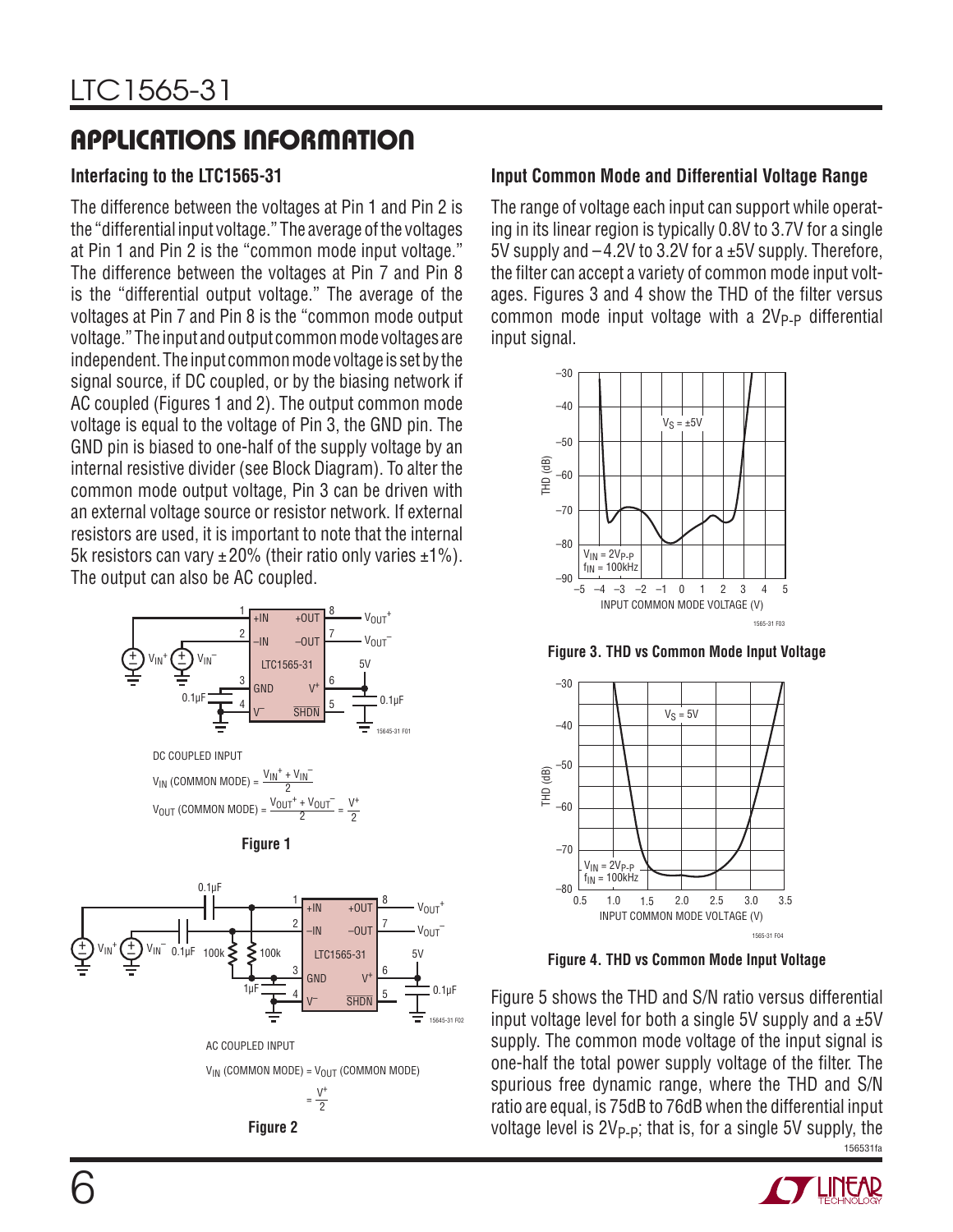# APPLICATIONS INFORMATION

### Interfacing to the LTC1565-31

The difference between the voltages at Pin 1 and Pin 2 is the "differential input voltage." The average of the voltages at Pin 1 and Pin 2 is the "common mode input voltage." The difference between the voltages at Pin 7 and Pin 8 is the "differential output voltage." The average of the voltages at Pin 7 and Pin 8 is the "common mode output voltage." The input and output common mode voltages are independent. The input common mode voltage is set by the signal source, if DC coupled, or by the biasing network if AC coupled (Figures 1 and 2). The output common mode voltage is equal to the voltage of Pin 3, the GND pin. The GND pin is biased to one-half of the supply voltage by an internal resistive divider (see Block Diagram). To alter the common mode output voltage, Pin 3 can be driven with an external voltage source or resistor network. If external resistors are used, it is important to note that the internal 5k resistors can vary ±20% (their ratio only varies ±1%). The output can also be AC coupled.

DC COUPLED INPUT

$$V_{IN}\ (COMMON\ MODE) = \frac{V_{IN}^+ + V_{IN}^-}{2}$$

$$V_{OUT}\ (COMMON\ MODE) = \frac{V_{OUT}^+ + V_{OUT}^-}{2} = \frac{V^+}{2}$$

**Figure 1**

AC COUPLED INPUT

$$V_{IN}\ (COMMON\ MODE) = V_{OUT}\ (COMMON\ MODE) = \frac{V^+}{2}$$

**Figure 2**

### Input Common Mode and Differential Voltage Range

The range of voltage each input can support while operating in its linear region is typically 0.8V to 3.7V for a single 5V supply and –4.2V to 3.2V for a ±5V supply. Therefore, the filter can accept a variety of common mode input voltages. Figures 3 and 4 show the THD of the filter versus common mode input voltage with a $2V_{P-P}$ differential input signal.

**Figure 3. THD vs Common Mode Input Voltage**

**Figure 4. THD vs Common Mode Input Voltage**

Figure 5 shows the THD and S/N ratio versus differential input voltage level for both a single 5V supply and a ±5V supply. The common mode voltage of the input signal is one-half the total power supply voltage of the filter. The spurious free dynamic range, where the THD and S/N ratio are equal, is 75dB to 76dB when the differential input voltage level is $2V_{P-P}$; that is, for a single 5V supply, the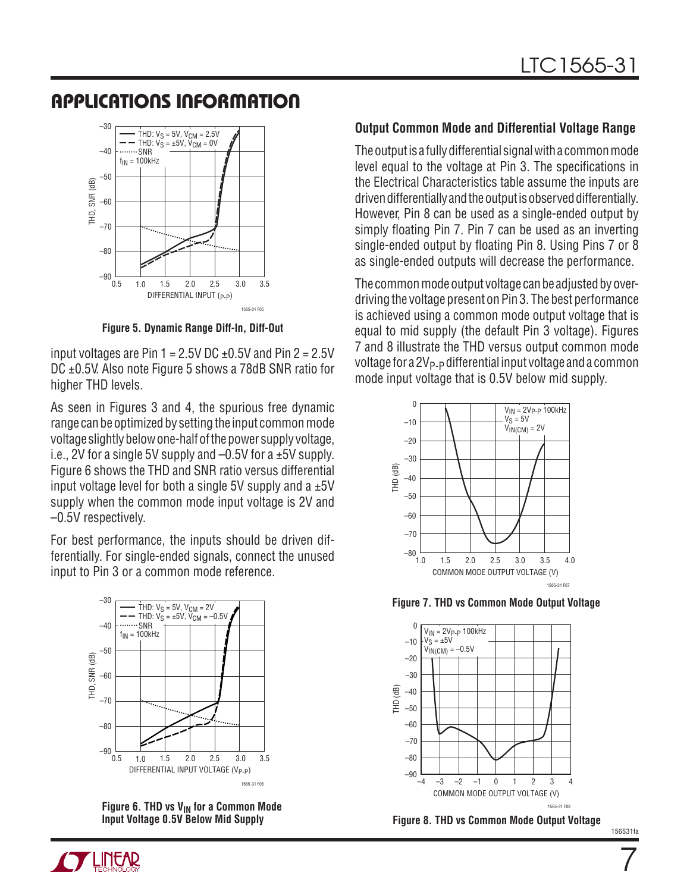## APPLICATIONS INFORMATION

Figure 5. Dynamic Range Diff-In, Diff-Out

input voltages are Pin 1 = 2.5V DC ±0.5V and Pin 2 = 2.5V DC ±0.5V. Also note Figure 5 shows a 78dB SNR ratio for higher THD levels.

As seen in Figures 3 and 4, the spurious free dynamic range can be optimized by setting the input common mode voltage slightly below one-half of the power supply voltage, i.e., 2V for a single 5V supply and –0.5V for a ±5V supply. Figure 6 shows the THD and SNR ratio versus differential input voltage level for both a single 5V supply and a ±5V supply when the common mode input voltage is 2V and –0.5V respectively.

For best performance, the inputs should be driven differentially. For single-ended signals, connect the unused input to Pin 3 or a common mode reference.

Figure 6. THD vs $V_{IN}$ for a Common Mode Input Voltage 0.5V Below Mid Supply

### Output Common Mode and Differential Voltage Range

The output is a fully differential signal with a common mode level equal to the voltage at Pin 3. The specifications in the Electrical Characteristics table assume the inputs are driven differentially and the output is observed differentially. However, Pin 8 can be used as a single-ended output by simply floating Pin 7. Pin 7 can be used as an inverting single-ended output by floating Pin 8. Using Pins 7 or 8 as single-ended outputs will decrease the performance.

The common mode output voltage can be adjusted by overdriving the voltage present on Pin 3. The best performance is achieved using a common mode output voltage that is equal to mid supply (the default Pin 3 voltage). Figures 7 and 8 illustrate the THD versus output common mode voltage for a $2V_{P-P}$ differential input voltage and a common mode input voltage that is 0.5V below mid supply.

Figure 7. THD vs Common Mode Output Voltage

Figure 8. THD vs Common Mode Output Voltage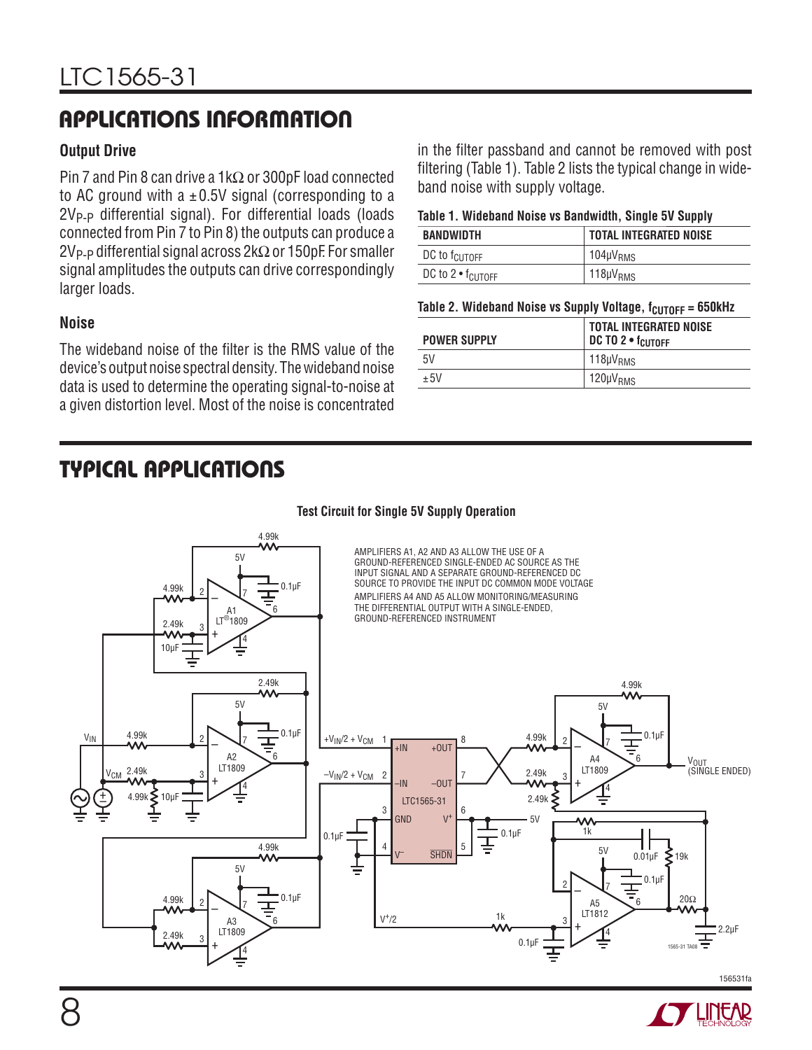## APPLICATIONS INFORMATION

### Output Drive

Pin 7 and Pin 8 can drive a 1kΩ or 300pF load connected to AC ground with a ±0.5V signal (corresponding to a $2V_{P-P}$ differential signal). For differential loads (loads connected from Pin 7 to Pin 8) the outputs can produce a $2V_{P-P}$ differential signal across 2kΩ or 150pF. For smaller signal amplitudes the outputs can drive correspondingly larger loads.

### Noise

The wideband noise of the filter is the RMS value of the device's output noise spectral density. The wideband noise data is used to determine the operating signal-to-noise at a given distortion level. Most of the noise is concentrated in the filter passband and cannot be removed with post filtering (Table 1). Table 2 lists the typical change in wideband noise with supply voltage.

**Table 1. Wideband Noise vs Bandwidth, Single 5V Supply**

| BANDWIDTH | TOTAL INTEGRATED NOISE |
|---|---|
| DC to $f_{CUTOFF}$ | $104\mu V_{RMS}$ |
| DC to 2 • $f_{CUTOFF}$ | $118\mu V_{RMS}$ |

**Table 2. Wideband Noise vs Supply Voltage, $f_{CUTOFF}$ = 650kHz**

| POWER SUPPLY | TOTAL INTEGRATED NOISE DC TO 2 • $f_{CUTOFF}$ |
|---|---|
| 5V | $118\mu V_{RMS}$ |
| ±5V | $120\mu V_{RMS}$ |

## TYPICAL APPLICATIONS

**Test Circuit for Single 5V Supply Operation**

AMPLIFIERS A1, A2 AND A3 ALLOW THE USE OF A GROUND-REFERENCED SINGLE-ENDED AC SOURCE AS THE INPUT SIGNAL AND A SEPARATE GROUND-REFERENCED DC SOURCE TO PROVIDE THE INPUT DC COMMON MODE VOLTAGE

AMPLIFIERS A4 AND A5 ALLOW MONITORING/MEASURING THE DIFFERENTIAL OUTPUT WITH A SINGLE-ENDED, GROUND-REFERENCED INSTRUMENT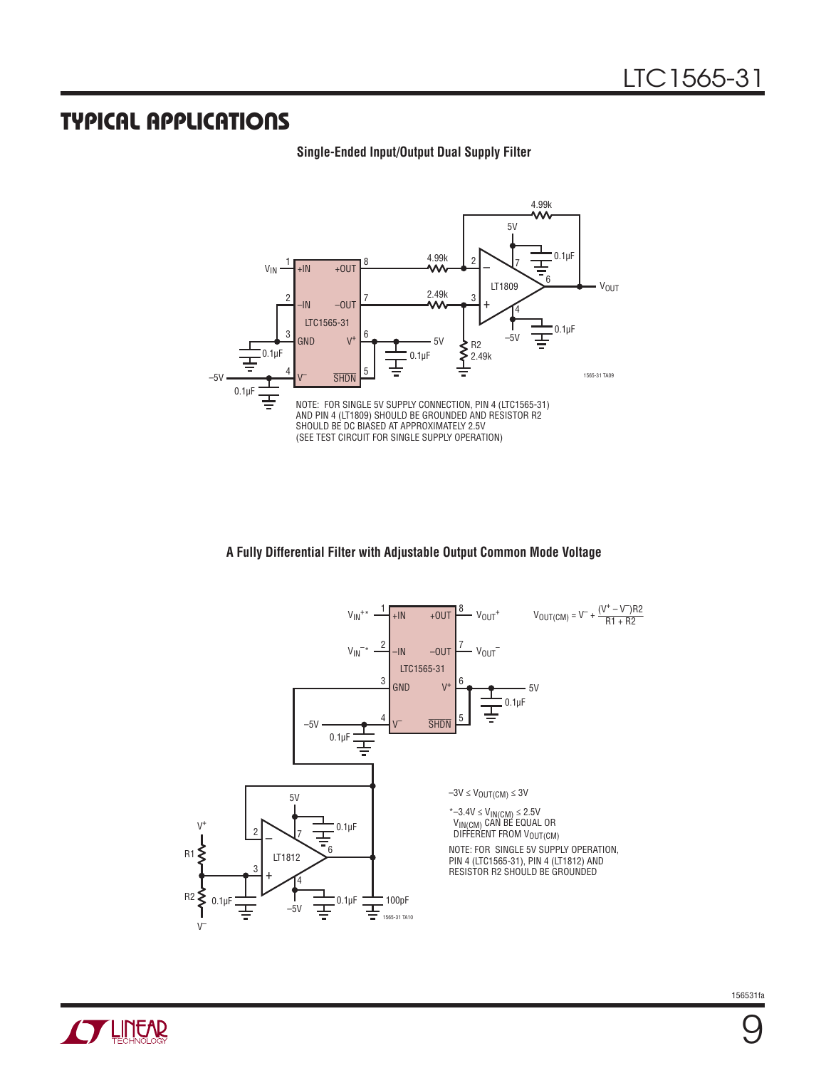## TYPICAL APPLICATIONS

**Single-Ended Input/Output Dual Supply Filter**

NOTE: FOR SINGLE 5V SUPPLY CONNECTION, PIN 4 (LTC1565-31) AND PIN 4 (LT1809) SHOULD BE GROUNDED AND RESISTOR R2 SHOULD BE DC BIASED AT APPROXIMATELY 2.5V (SEE TEST CIRCUIT FOR SINGLE SUPPLY OPERATION)

**A Fully Differential Filter with Adjustable Output Common Mode Voltage**

$$V_{OUT(CM)} = V^- + \frac{(V^+ - V^-)R2}{R1 + R2}$$

$-3V \le V_{OUT(CM)} \le 3V$

$^*-3.4V \le V_{IN(CM)} \le 2.5V$
$V_{IN(CM)}$ CAN BE EQUAL OR DIFFERENT FROM $V_{OUT(CM)}$

NOTE: FOR SINGLE 5V SUPPLY OPERATION, PIN 4 (LTC1565-31), PIN 4 (LT1812) AND RESISTOR R2 SHOULD BE GROUNDED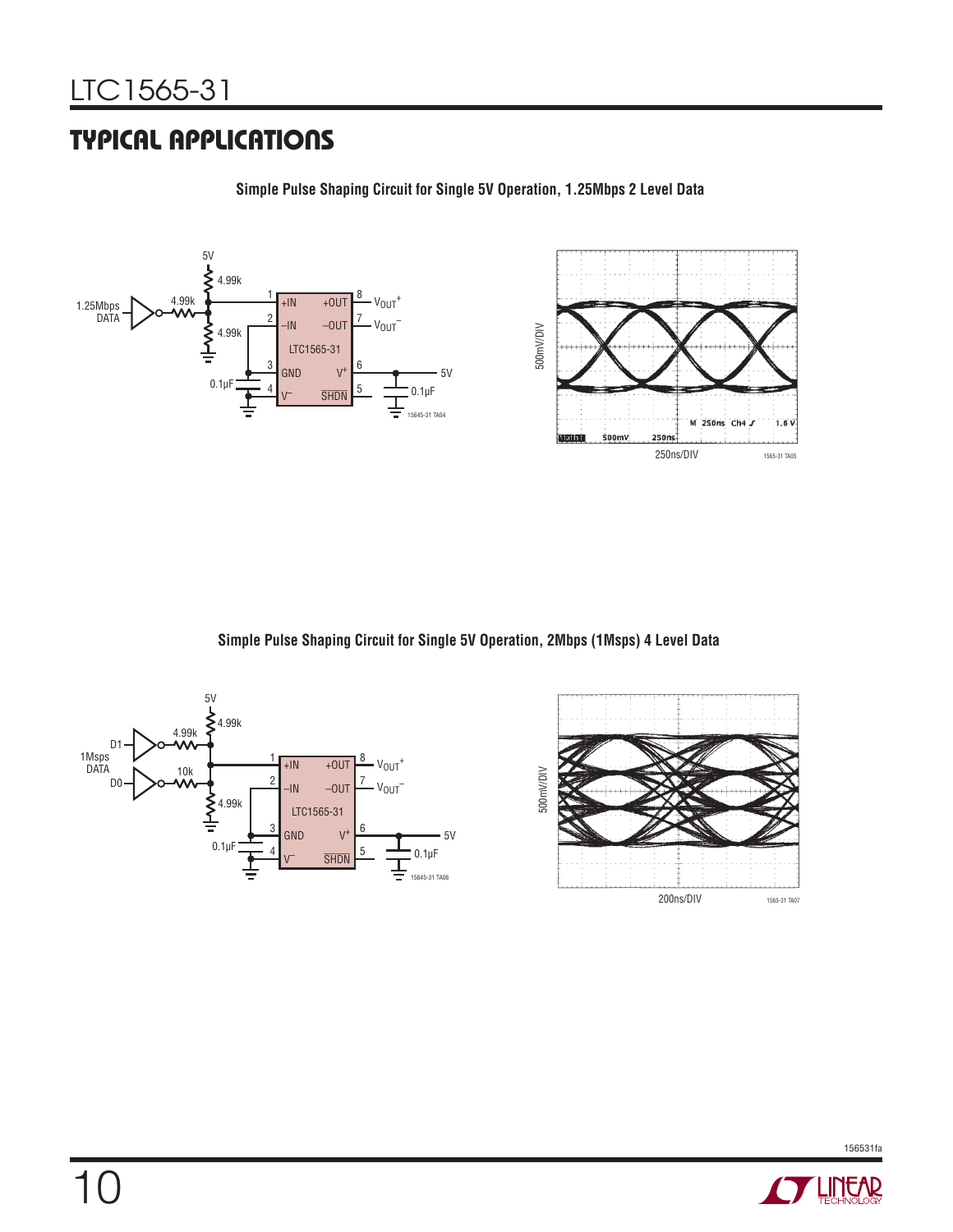## TYPICAL APPLICATIONS

**Simple Pulse Shaping Circuit for Single 5V Operation, 1.25Mbps 2 Level Data**

**Simple Pulse Shaping Circuit for Single 5V Operation, 2Mbps (1Msps) 4 Level Data**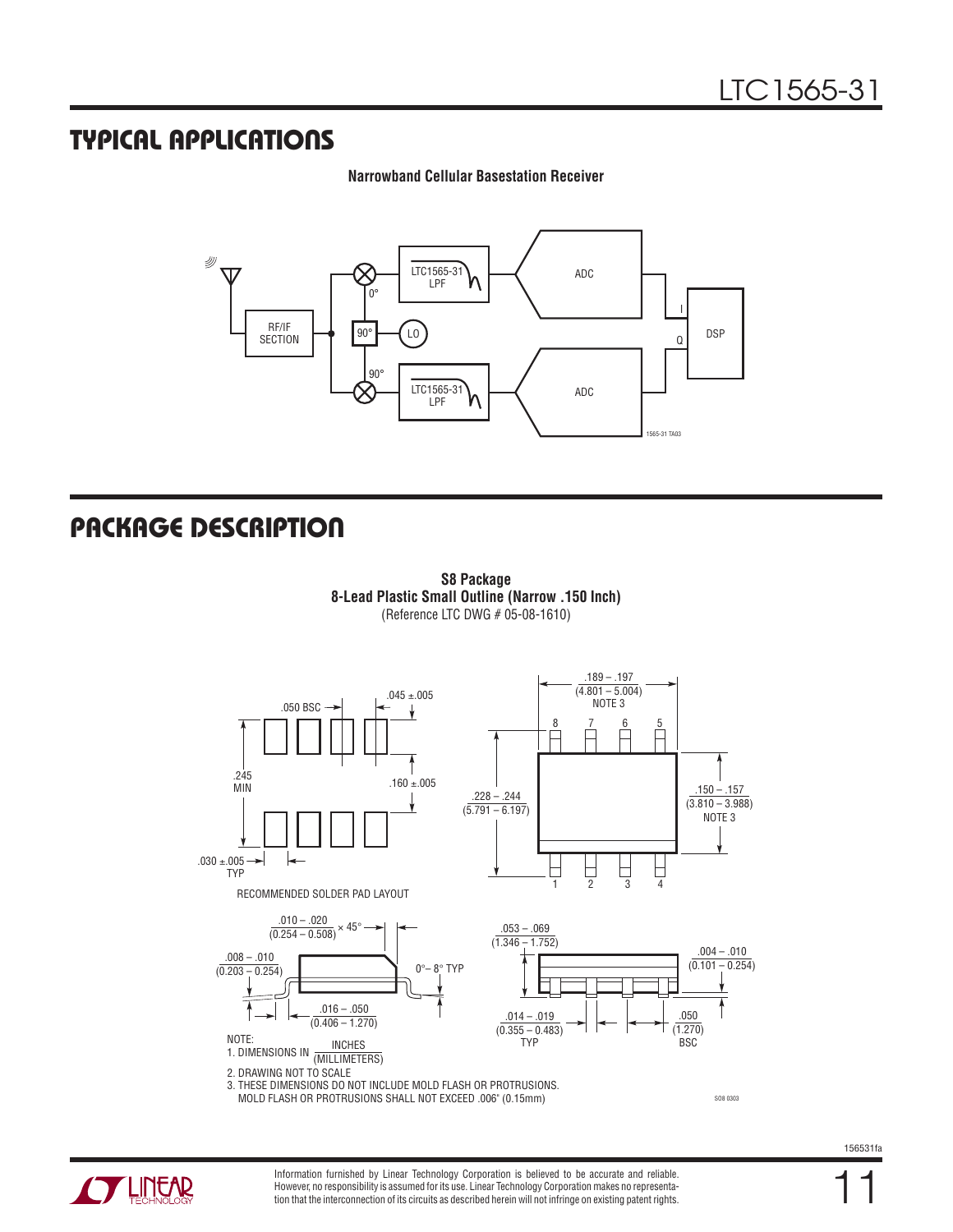## TYPICAL APPLICATIONS

**Narrowband Cellular Basestation Receiver**

RF/IF SECTION

0°

90°

LO

90°

LTC1565-31 LPF

LTC1565-31 LPF

ADC

ADC

I

Q

DSP

1565-31 TA03

## PACKAGE DESCRIPTION

**S8 Package**
**8-Lead Plastic Small Outline (Narrow .150 Inch)**
(Reference LTC DWG # 05-08-1610)

.050 BSC

.045 ±.005

.245 MIN

.160 ±.005

.030 ±.005 TYP

RECOMMENDED SOLDER PAD LAYOUT

.189 – .197 (4.801 – 5.004) NOTE 3

8 7 6 5

.228 – .244 (5.791 – 6.197)

.150 – .157 (3.810 – 3.988) NOTE 3

1 2 3 4

.010 – .020 (0.254 – 0.508) × 45°

.008 – .010 (0.203 – 0.254)

0°– 8° TYP

.016 – .050 (0.406 – 1.270)

.053 – .069 (1.346 – 1.752)

.004 – .010 (0.101 – 0.254)

.014 – .019 (0.355 – 0.483) TYP

.050 (1.270) BSC

NOTE:
1. DIMENSIONS IN INCHES (MILLIMETERS)
2. DRAWING NOT TO SCALE
3. THESE DIMENSIONS DO NOT INCLUDE MOLD FLASH OR PROTRUSIONS. MOLD FLASH OR PROTRUSIONS SHALL NOT EXCEED .006" (0.15mm)

SO8 0303

Information furnished by Linear Technology Corporation is believed to be accurate and reliable. However, no responsibility is assumed for its use. Linear Technology Corporation makes no representation that the interconnection of its circuits as described herein will not infringe on existing patent rights.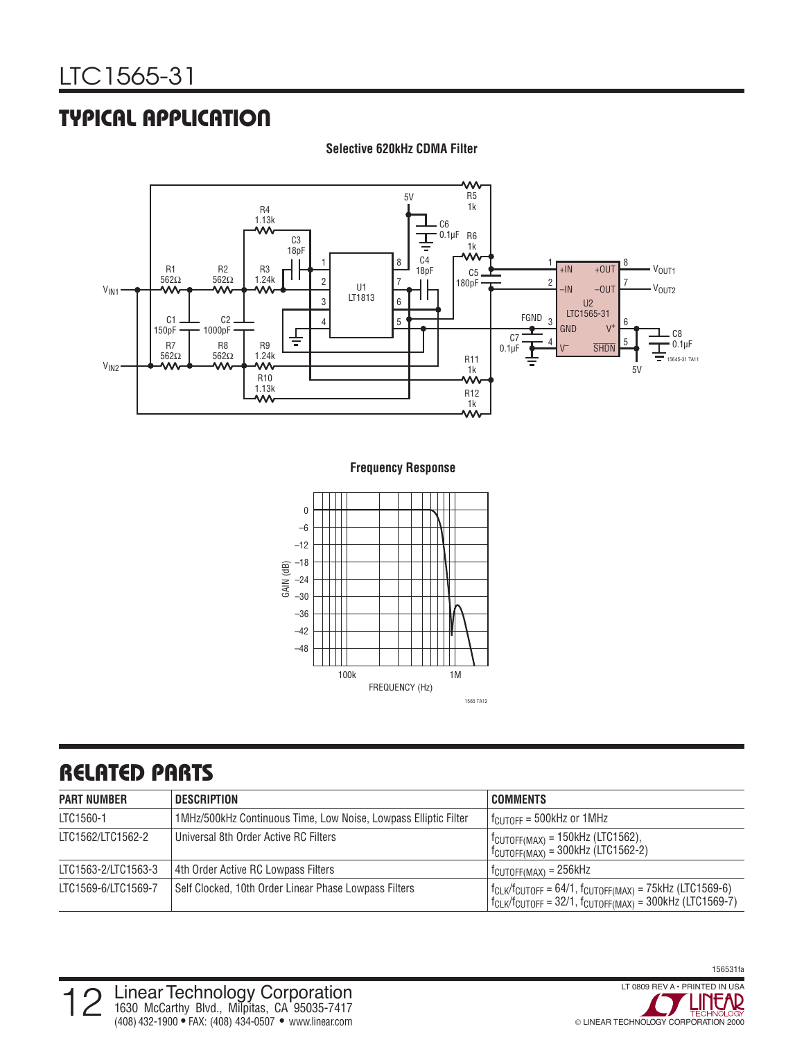## TYPICAL APPLICATION

**Selective 620kHz CDMA Filter**

$V_{IN1}$
$V_{IN2}$
R1 562Ω
R2 562Ω
R3 1.24k
R4 1.13k
R5 1k
R6 1k
R7 562Ω
R8 562Ω
R9 1.24k
R10 1.13k
R11 1k
R12 1k
C1 150pF
C2 1000pF
C3 18pF
C4 18pF
C5 180pF
C6 0.1µF
C7 0.1µF
C8 0.1µF
5V
U1 LT1813
U2 LTC1565-31
+IN
–IN
GND
$V^–$
+OUT
–OUT
$V^+$
$\overline{SHDN}$
FGND
$V_{OUT1}$
$V_{OUT2}$
15645-31 TA11

**Frequency Response**

GAIN (dB)
0
–6
–12
–18
–24
–30
–36
–42
–48
FREQUENCY (Hz)
100k
1M
1565 TA12

## RELATED PARTS

| PART NUMBER | DESCRIPTION | COMMENTS |
|---|---|---|
| LTC1560-1 | 1MHz/500kHz Continuous Time, Low Noise, Lowpass Elliptic Filter | $f_{CUTOFF}$ = 500kHz or 1MHz |
| LTC1562/LTC1562-2 | Universal 8th Order Active RC Filters | $f_{CUTOFF(MAX)}$ = 150kHz (LTC1562), $f_{CUTOFF(MAX)}$ = 300kHz (LTC1562-2) |
| LTC1563-2/LTC1563-3 | 4th Order Active RC Lowpass Filters | $f_{CUTOFF(MAX)}$ = 256kHz |
| LTC1569-6/LTC1569-7 | Self Clocked, 10th Order Linear Phase Lowpass Filters | $f_{CLK}/f_{CUTOFF}$ = 64/1, $f_{CUTOFF(MAX)}$ = 75kHz (LTC1569-6) $f_{CLK}/f_{CUTOFF}$ = 32/1, $f_{CUTOFF(MAX)}$ = 300kHz (LTC1569-7) |

156531fa

Linear Technology Corporation
1630 McCarthy Blvd., Milpitas, CA 95035-7417
(408) 432-1900 • FAX: (408) 434-0507 • www.linear.com

LT 0809 REV A • PRINTED IN USA

© LINEAR TECHNOLOGY CORPORATION 2000